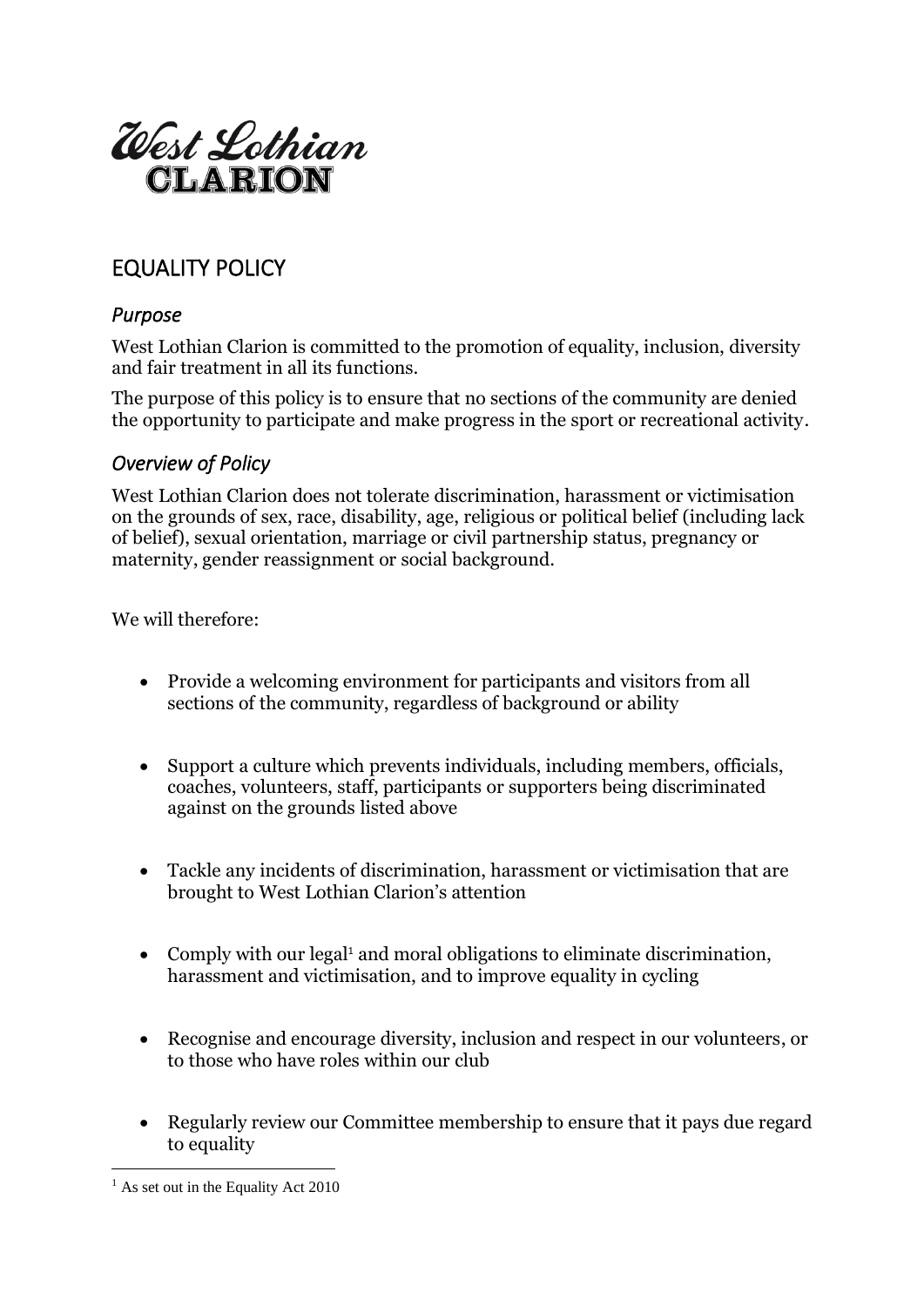West Lothian
CLARION

# EQUALITY POLICY

## *Purpose*

West Lothian Clarion is committed to the promotion of equality, inclusion, diversity and fair treatment in all its functions.

The purpose of this policy is to ensure that no sections of the community are denied the opportunity to participate and make progress in the sport or recreational activity.

## *Overview of Policy*

West Lothian Clarion does not tolerate discrimination, harassment or victimisation on the grounds of sex, race, disability, age, religious or political belief (including lack of belief), sexual orientation, marriage or civil partnership status, pregnancy or maternity, gender reassignment or social background.

We will therefore:

- Provide a welcoming environment for participants and visitors from all sections of the community, regardless of background or ability
- Support a culture which prevents individuals, including members, officials, coaches, volunteers, staff, participants or supporters being discriminated against on the grounds listed above
- Tackle any incidents of discrimination, harassment or victimisation that are brought to West Lothian Clarion's attention
- Comply with our legal[1] and moral obligations to eliminate discrimination, harassment and victimisation, and to improve equality in cycling
- Recognise and encourage diversity, inclusion and respect in our volunteers, or to those who have roles within our club
- Regularly review our Committee membership to ensure that it pays due regard to equality

[1] As set out in the Equality Act 2010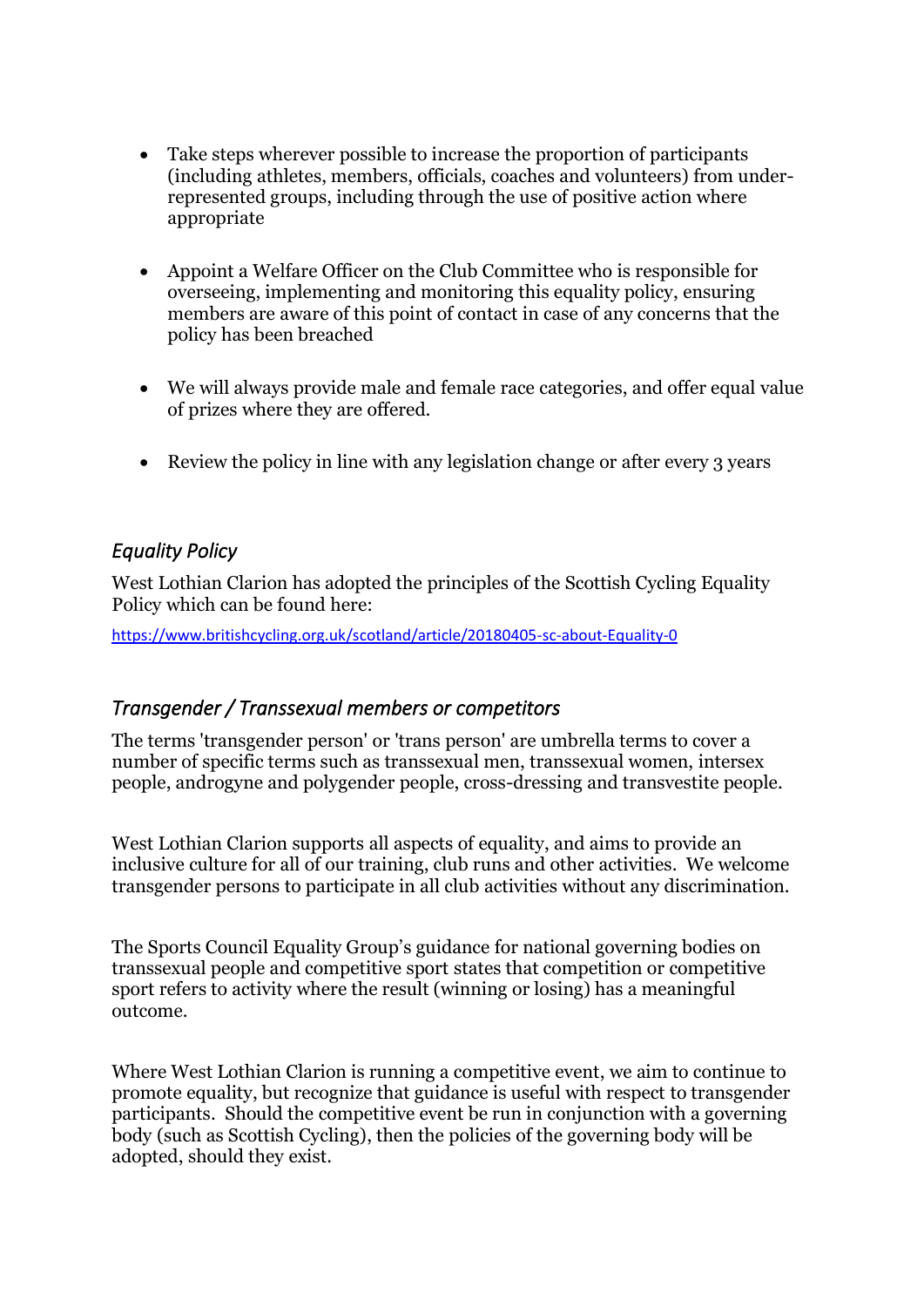- Take steps wherever possible to increase the proportion of participants (including athletes, members, officials, coaches and volunteers) from under-represented groups, including through the use of positive action where appropriate

- Appoint a Welfare Officer on the Club Committee who is responsible for overseeing, implementing and monitoring this equality policy, ensuring members are aware of this point of contact in case of any concerns that the policy has been breached

- We will always provide male and female race categories, and offer equal value of prizes where they are offered.

- Review the policy in line with any legislation change or after every 3 years

## *Equality Policy*

West Lothian Clarion has adopted the principles of the Scottish Cycling Equality Policy which can be found here:

https://www.britishcycling.org.uk/scotland/article/20180405-sc-about-Equality-0

## *Transgender / Transsexual members or competitors*

The terms 'transgender person' or 'trans person' are umbrella terms to cover a number of specific terms such as transsexual men, transsexual women, intersex people, androgyne and polygender people, cross-dressing and transvestite people.

West Lothian Clarion supports all aspects of equality, and aims to provide an inclusive culture for all of our training, club runs and other activities. We welcome transgender persons to participate in all club activities without any discrimination.

The Sports Council Equality Group's guidance for national governing bodies on transsexual people and competitive sport states that competition or competitive sport refers to activity where the result (winning or losing) has a meaningful outcome.

Where West Lothian Clarion is running a competitive event, we aim to continue to promote equality, but recognize that guidance is useful with respect to transgender participants. Should the competitive event be run in conjunction with a governing body (such as Scottish Cycling), then the policies of the governing body will be adopted, should they exist.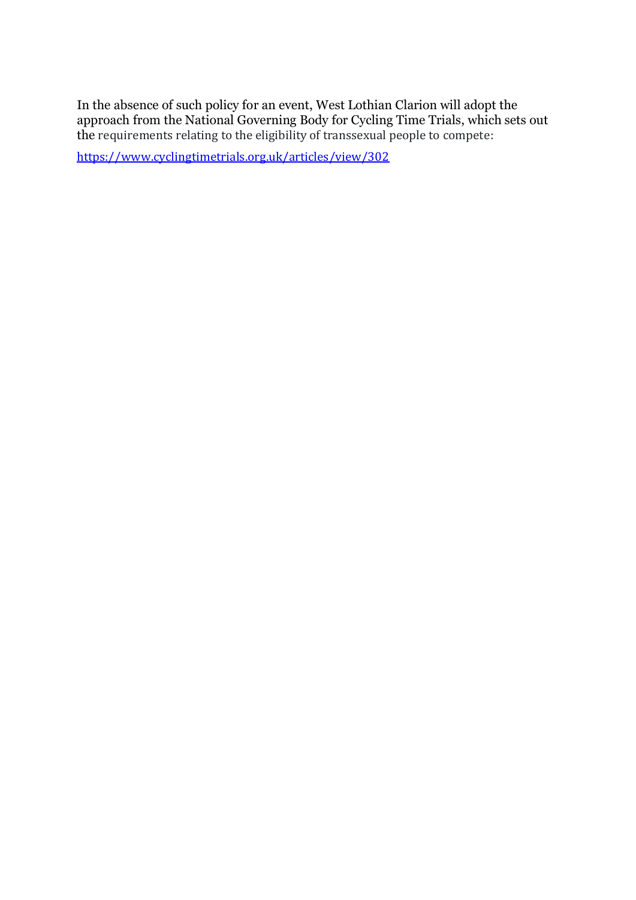In the absence of such policy for an event, West Lothian Clarion will adopt the approach from the National Governing Body for Cycling Time Trials, which sets out the requirements relating to the eligibility of transsexual people to compete:

[https://www.cyclingtimetrials.org.uk/articles/view/302](https://www.cyclingtimetrials.org.uk/articles/view/302)